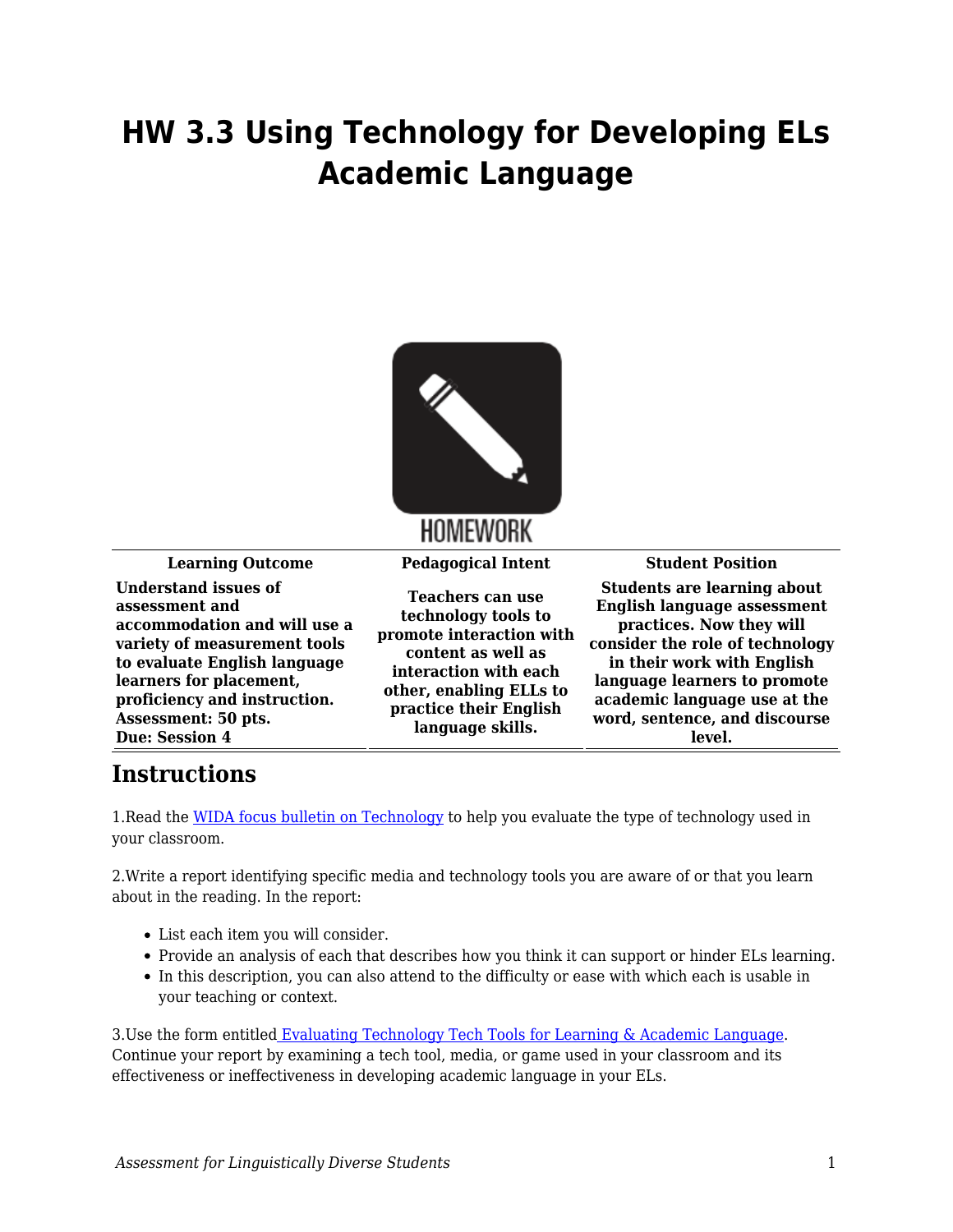# HW 3.3 Using Technology for Developing ELs Academic Language

HOMEWORK

| Learning Outcome | Pedagogical Intent | Student Position |
|---|---|---|
| **Understand issues of assessment and accommodation and will use a variety of measurement tools to evaluate English language learners for placement, proficiency and instruction. Assessment: 50 pts. Due: Session 4** | **Teachers can use technology tools to promote interaction with content as well as interaction with each other, enabling ELLs to practice their English language skills.** | **Students are learning about English language assessment practices. Now they will consider the role of technology in their work with English language learners to promote academic language use at the word, sentence, and discourse level.** |

## Instructions

1.Read the WIDA focus bulletin on Technology to help you evaluate the type of technology used in your classroom.

2.Write a report identifying specific media and technology tools you are aware of or that you learn about in the reading. In the report:

- List each item you will consider.
- Provide an analysis of each that describes how you think it can support or hinder ELs learning.
- In this description, you can also attend to the difficulty or ease with which each is usable in your teaching or context.

3.Use the form entitled Evaluating Technology Tech Tools for Learning & Academic Language. Continue your report by examining a tech tool, media, or game used in your classroom and its effectiveness or ineffectiveness in developing academic language in your ELs.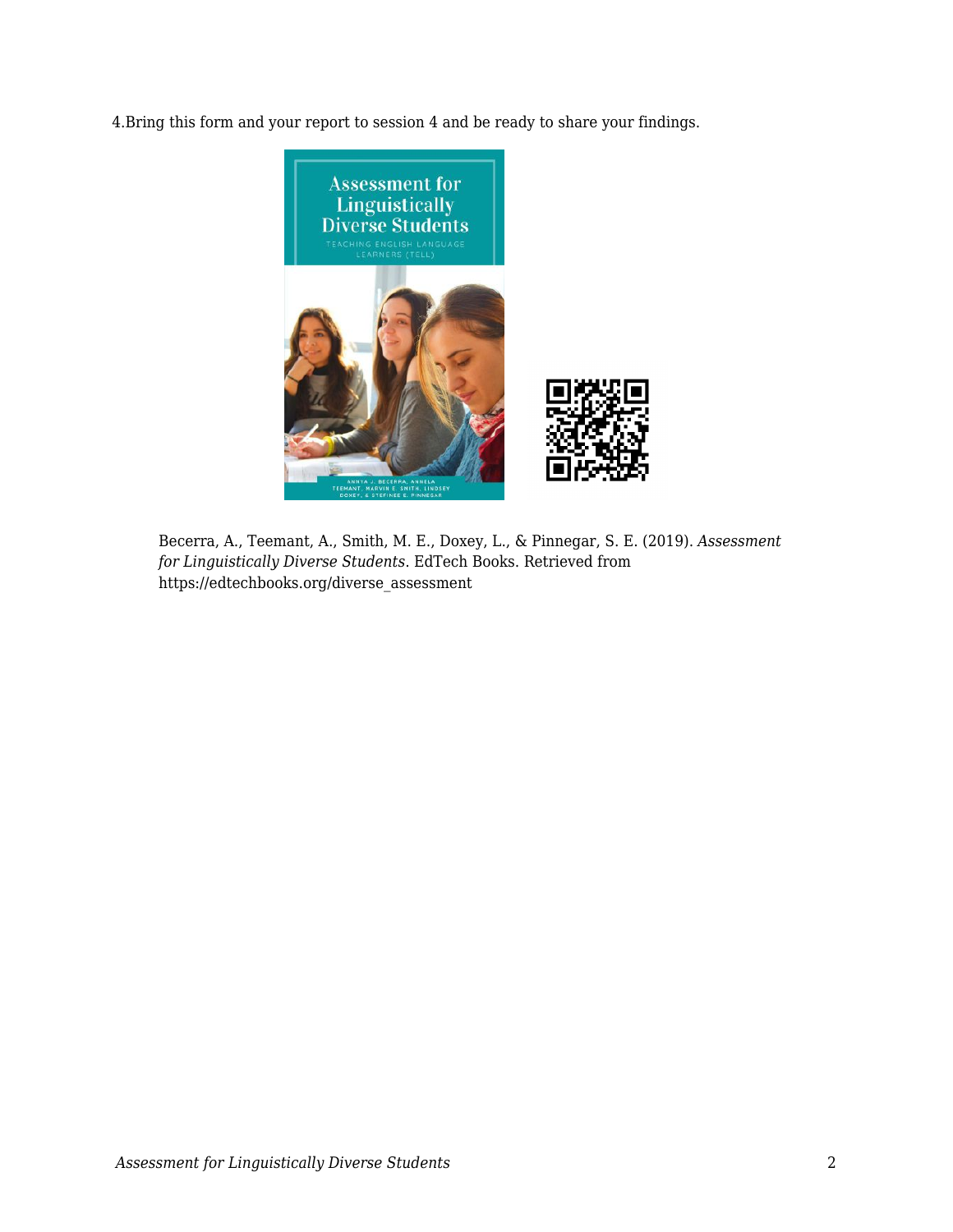4.Bring this form and your report to session 4 and be ready to share your findings.

Becerra, A., Teemant, A., Smith, M. E., Doxey, L., & Pinnegar, S. E. (2019). *Assessment for Linguistically Diverse Students*. EdTech Books. Retrieved from https://edtechbooks.org/diverse_assessment